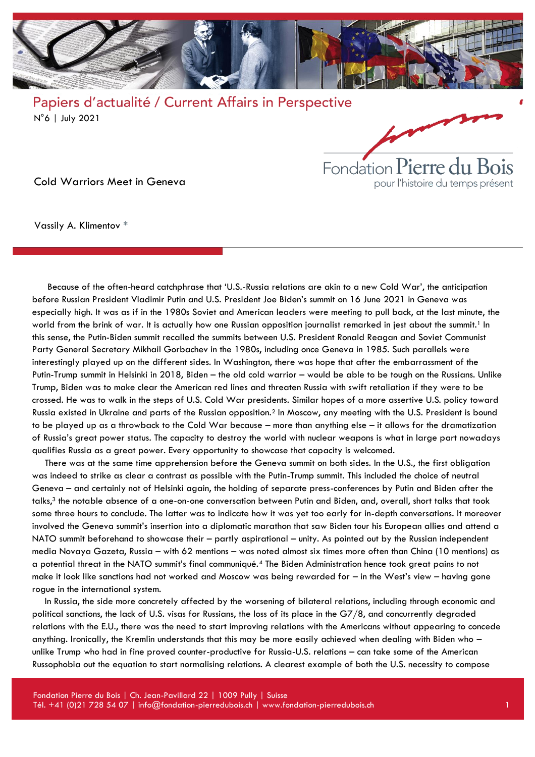Papiers d'actualité / Current Affairs in Perspective

N°6 | July 2021

# Cold Warriors Meet in Geneva

Vassily A. Klimentov *

Because of the often-heard catchphrase that 'U.S.-Russia relations are akin to a new Cold War', the anticipation before Russian President Vladimir Putin and U.S. President Joe Biden's summit on 16 June 2021 in Geneva was especially high. It was as if in the 1980s Soviet and American leaders were meeting to pull back, at the last minute, the world from the brink of war. It is actually how one Russian opposition journalist remarked in jest about the summit.[1] In this sense, the Putin-Biden summit recalled the summits between U.S. President Ronald Reagan and Soviet Communist Party General Secretary Mikhail Gorbachev in the 1980s, including once Geneva in 1985. Such parallels were interestingly played up on the different sides. In Washington, there was hope that after the embarrassment of the Putin-Trump summit in Helsinki in 2018, Biden – the old cold warrior – would be able to be tough on the Russians. Unlike Trump, Biden was to make clear the American red lines and threaten Russia with swift retaliation if they were to be crossed. He was to walk in the steps of U.S. Cold War presidents. Similar hopes of a more assertive U.S. policy toward Russia existed in Ukraine and parts of the Russian opposition.[2] In Moscow, any meeting with the U.S. President is bound to be played up as a throwback to the Cold War because – more than anything else – it allows for the dramatization of Russia's great power status. The capacity to destroy the world with nuclear weapons is what in large part nowadays qualifies Russia as a great power. Every opportunity to showcase that capacity is welcomed.

There was at the same time apprehension before the Geneva summit on both sides. In the U.S., the first obligation was indeed to strike as clear a contrast as possible with the Putin-Trump summit. This included the choice of neutral Geneva – and certainly not of Helsinki again, the holding of separate press-conferences by Putin and Biden after the talks,[3] the notable absence of a one-on-one conversation between Putin and Biden, and, overall, short talks that took some three hours to conclude. The latter was to indicate how it was yet too early for in-depth conversations. It moreover involved the Geneva summit's insertion into a diplomatic marathon that saw Biden tour his European allies and attend a NATO summit beforehand to showcase their – partly aspirational – unity. As pointed out by the Russian independent media Novaya Gazeta, Russia – with 62 mentions – was noted almost six times more often than China (10 mentions) as a potential threat in the NATO summit's final communiqué.[4] The Biden Administration hence took great pains to not make it look like sanctions had not worked and Moscow was being rewarded for – in the West's view – having gone rogue in the international system.

In Russia, the side more concretely affected by the worsening of bilateral relations, including through economic and political sanctions, the lack of U.S. visas for Russians, the loss of its place in the G7/8, and concurrently degraded relations with the E.U., there was the need to start improving relations with the Americans without appearing to concede anything. Ironically, the Kremlin understands that this may be more easily achieved when dealing with Biden who – unlike Trump who had in fine proved counter-productive for Russia-U.S. relations – can take some of the American Russophobia out the equation to start normalising relations. A clearest example of both the U.S. necessity to compose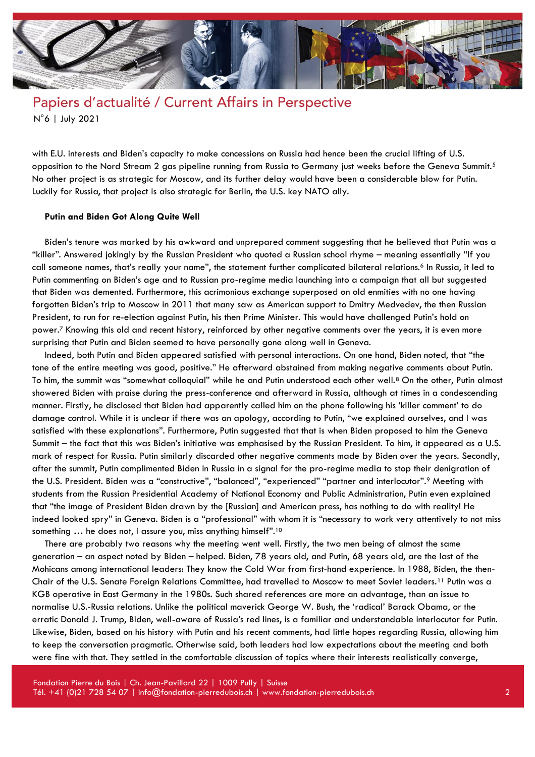with E.U. interests and Biden's capacity to make concessions on Russia had hence been the crucial lifting of U.S. opposition to the Nord Stream 2 gas pipeline running from Russia to Germany just weeks before the Geneva Summit.[5] No other project is as strategic for Moscow, and its further delay would have been a considerable blow for Putin. Luckily for Russia, that project is also strategic for Berlin, the U.S. key NATO ally.

**Putin and Biden Got Along Quite Well**

Biden's tenure was marked by his awkward and unprepared comment suggesting that he believed that Putin was a "killer". Answered jokingly by the Russian President who quoted a Russian school rhyme – meaning essentially "If you call someone names, that's really your name", the statement further complicated bilateral relations.[6] In Russia, it led to Putin commenting on Biden's age and to Russian pro-regime media launching into a campaign that all but suggested that Biden was demented. Furthermore, this acrimonious exchange superposed on old enmities with no one having forgotten Biden's trip to Moscow in 2011 that many saw as American support to Dmitry Medvedev, the then Russian President, to run for re-election against Putin, his then Prime Minister. This would have challenged Putin's hold on power.[7] Knowing this old and recent history, reinforced by other negative comments over the years, it is even more surprising that Putin and Biden seemed to have personally gone along well in Geneva.

Indeed, both Putin and Biden appeared satisfied with personal interactions. On one hand, Biden noted, that "the tone of the entire meeting was good, positive." He afterward abstained from making negative comments about Putin. To him, the summit was "somewhat colloquial" while he and Putin understood each other well.[8] On the other, Putin almost showered Biden with praise during the press-conference and afterward in Russia, although at times in a condescending manner. Firstly, he disclosed that Biden had apparently called him on the phone following his 'killer comment' to do damage control. While it is unclear if there was an apology, according to Putin, "we explained ourselves, and I was satisfied with these explanations". Furthermore, Putin suggested that that is when Biden proposed to him the Geneva Summit – the fact that this was Biden's initiative was emphasised by the Russian President. To him, it appeared as a U.S. mark of respect for Russia. Putin similarly discarded other negative comments made by Biden over the years. Secondly, after the summit, Putin complimented Biden in Russia in a signal for the pro-regime media to stop their denigration of the U.S. President. Biden was a "constructive", "balanced", "experienced" "partner and interlocutor".[9] Meeting with students from the Russian Presidential Academy of National Economy and Public Administration, Putin even explained that "the image of President Biden drawn by the [Russian] and American press, has nothing to do with reality! He indeed looked spry" in Geneva. Biden is a "professional" with whom it is "necessary to work very attentively to not miss something … he does not, I assure you, miss anything himself".[10]

There are probably two reasons why the meeting went well. Firstly, the two men being of almost the same generation – an aspect noted by Biden – helped. Biden, 78 years old, and Putin, 68 years old, are the last of the Mohicans among international leaders: They know the Cold War from first-hand experience. In 1988, Biden, the then-Chair of the U.S. Senate Foreign Relations Committee, had travelled to Moscow to meet Soviet leaders.[11] Putin was a KGB operative in East Germany in the 1980s. Such shared references are more an advantage, than an issue to normalise U.S.-Russia relations. Unlike the political maverick George W. Bush, the 'radical' Barack Obama, or the erratic Donald J. Trump, Biden, well-aware of Russia's red lines, is a familiar and understandable interlocutor for Putin. Likewise, Biden, based on his history with Putin and his recent comments, had little hopes regarding Russia, allowing him to keep the conversation pragmatic. Otherwise said, both leaders had low expectations about the meeting and both were fine with that. They settled in the comfortable discussion of topics where their interests realistically converge,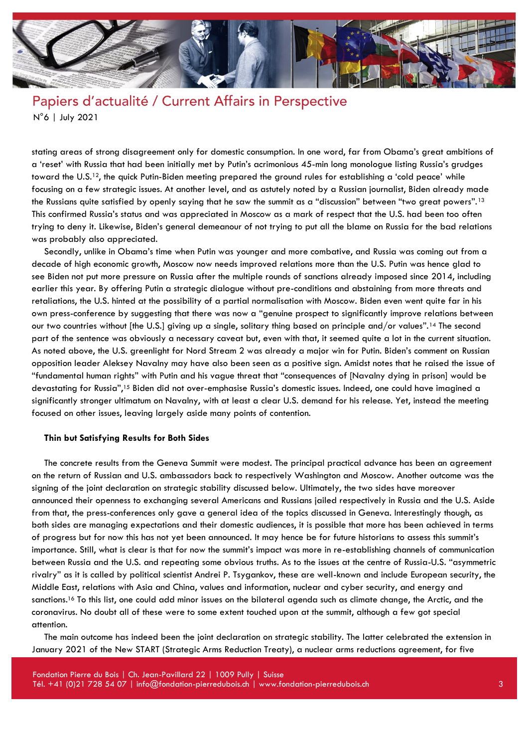stating areas of strong disagreement only for domestic consumption. In one word, far from Obama's great ambitions of a 'reset' with Russia that had been initially met by Putin's acrimonious 45-min long monologue listing Russia's grudges toward the U.S.[12], the quick Putin-Biden meeting prepared the ground rules for establishing a 'cold peace' while focusing on a few strategic issues. At another level, and as astutely noted by a Russian journalist, Biden already made the Russians quite satisfied by openly saying that he saw the summit as a "discussion" between "two great powers".[13] This confirmed Russia's status and was appreciated in Moscow as a mark of respect that the U.S. had been too often trying to deny it. Likewise, Biden's general demeanour of not trying to put all the blame on Russia for the bad relations was probably also appreciated.

Secondly, unlike in Obama's time when Putin was younger and more combative, and Russia was coming out from a decade of high economic growth, Moscow now needs improved relations more than the U.S. Putin was hence glad to see Biden not put more pressure on Russia after the multiple rounds of sanctions already imposed since 2014, including earlier this year. By offering Putin a strategic dialogue without pre-conditions and abstaining from more threats and retaliations, the U.S. hinted at the possibility of a partial normalisation with Moscow. Biden even went quite far in his own press-conference by suggesting that there was now a "genuine prospect to significantly improve relations between our two countries without [the U.S.] giving up a single, solitary thing based on principle and/or values".[14] The second part of the sentence was obviously a necessary caveat but, even with that, it seemed quite a lot in the current situation. As noted above, the U.S. greenlight for Nord Stream 2 was already a major win for Putin. Biden's comment on Russian opposition leader Aleksey Navalny may have also been seen as a positive sign. Amidst notes that he raised the issue of "fundamental human rights" with Putin and his vague threat that "consequences of [Navalny dying in prison] would be devastating for Russia",[15] Biden did not over-emphasise Russia's domestic issues. Indeed, one could have imagined a significantly stronger ultimatum on Navalny, with at least a clear U.S. demand for his release. Yet, instead the meeting focused on other issues, leaving largely aside many points of contention.

**Thin but Satisfying Results for Both Sides**

The concrete results from the Geneva Summit were modest. The principal practical advance has been an agreement on the return of Russian and U.S. ambassadors back to respectively Washington and Moscow. Another outcome was the signing of the joint declaration on strategic stability discussed below. Ultimately, the two sides have moreover announced their openness to exchanging several Americans and Russians jailed respectively in Russia and the U.S. Aside from that, the press-conferences only gave a general idea of the topics discussed in Geneva. Interestingly though, as both sides are managing expectations and their domestic audiences, it is possible that more has been achieved in terms of progress but for now this has not yet been announced. It may hence be for future historians to assess this summit's importance. Still, what is clear is that for now the summit's impact was more in re-establishing channels of communication between Russia and the U.S. and repeating some obvious truths. As to the issues at the centre of Russia-U.S. "asymmetric rivalry" as it is called by political scientist Andrei P. Tsygankov, these are well-known and include European security, the Middle East, relations with Asia and China, values and information, nuclear and cyber security, and energy and sanctions.[16] To this list, one could add minor issues on the bilateral agenda such as climate change, the Arctic, and the coronavirus. No doubt all of these were to some extent touched upon at the summit, although a few got special attention.

The main outcome has indeed been the joint declaration on strategic stability. The latter celebrated the extension in January 2021 of the New START (Strategic Arms Reduction Treaty), a nuclear arms reductions agreement, for five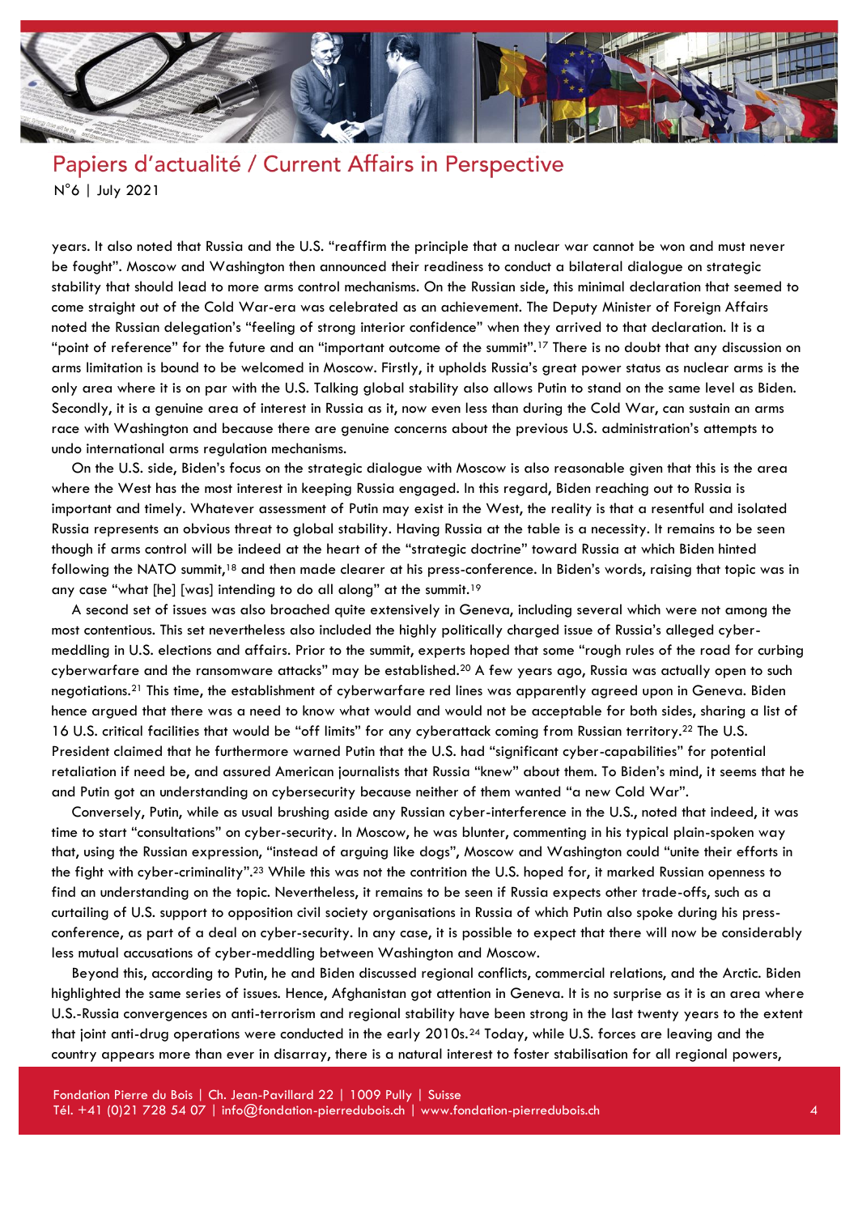years. It also noted that Russia and the U.S. "reaffirm the principle that a nuclear war cannot be won and must never be fought". Moscow and Washington then announced their readiness to conduct a bilateral dialogue on strategic stability that should lead to more arms control mechanisms. On the Russian side, this minimal declaration that seemed to come straight out of the Cold War-era was celebrated as an achievement. The Deputy Minister of Foreign Affairs noted the Russian delegation's "feeling of strong interior confidence" when they arrived to that declaration. It is a "point of reference" for the future and an "important outcome of the summit".[17] There is no doubt that any discussion on arms limitation is bound to be welcomed in Moscow. Firstly, it upholds Russia's great power status as nuclear arms is the only area where it is on par with the U.S. Talking global stability also allows Putin to stand on the same level as Biden. Secondly, it is a genuine area of interest in Russia as it, now even less than during the Cold War, can sustain an arms race with Washington and because there are genuine concerns about the previous U.S. administration's attempts to undo international arms regulation mechanisms.

On the U.S. side, Biden's focus on the strategic dialogue with Moscow is also reasonable given that this is the area where the West has the most interest in keeping Russia engaged. In this regard, Biden reaching out to Russia is important and timely. Whatever assessment of Putin may exist in the West, the reality is that a resentful and isolated Russia represents an obvious threat to global stability. Having Russia at the table is a necessity. It remains to be seen though if arms control will be indeed at the heart of the "strategic doctrine" toward Russia at which Biden hinted following the NATO summit,[18] and then made clearer at his press-conference. In Biden's words, raising that topic was in any case "what [he] [was] intending to do all along" at the summit.[19]

A second set of issues was also broached quite extensively in Geneva, including several which were not among the most contentious. This set nevertheless also included the highly politically charged issue of Russia's alleged cyber-meddling in U.S. elections and affairs. Prior to the summit, experts hoped that some "rough rules of the road for curbing cyberwarfare and the ransomware attacks" may be established.[20] A few years ago, Russia was actually open to such negotiations.[21] This time, the establishment of cyberwarfare red lines was apparently agreed upon in Geneva. Biden hence argued that there was a need to know what would and would not be acceptable for both sides, sharing a list of 16 U.S. critical facilities that would be "off limits" for any cyberattack coming from Russian territory.[22] The U.S. President claimed that he furthermore warned Putin that the U.S. had "significant cyber-capabilities" for potential retaliation if need be, and assured American journalists that Russia "knew" about them. To Biden's mind, it seems that he and Putin got an understanding on cybersecurity because neither of them wanted "a new Cold War".

Conversely, Putin, while as usual brushing aside any Russian cyber-interference in the U.S., noted that indeed, it was time to start "consultations" on cyber-security. In Moscow, he was blunter, commenting in his typical plain-spoken way that, using the Russian expression, "instead of arguing like dogs", Moscow and Washington could "unite their efforts in the fight with cyber-criminality".[23] While this was not the contrition the U.S. hoped for, it marked Russian openness to find an understanding on the topic. Nevertheless, it remains to be seen if Russia expects other trade-offs, such as a curtailing of U.S. support to opposition civil society organisations in Russia of which Putin also spoke during his press-conference, as part of a deal on cyber-security. In any case, it is possible to expect that there will now be considerably less mutual accusations of cyber-meddling between Washington and Moscow.

Beyond this, according to Putin, he and Biden discussed regional conflicts, commercial relations, and the Arctic. Biden highlighted the same series of issues. Hence, Afghanistan got attention in Geneva. It is no surprise as it is an area where U.S.-Russia convergences on anti-terrorism and regional stability have been strong in the last twenty years to the extent that joint anti-drug operations were conducted in the early 2010s.[24] Today, while U.S. forces are leaving and the country appears more than ever in disarray, there is a natural interest to foster stabilisation for all regional powers,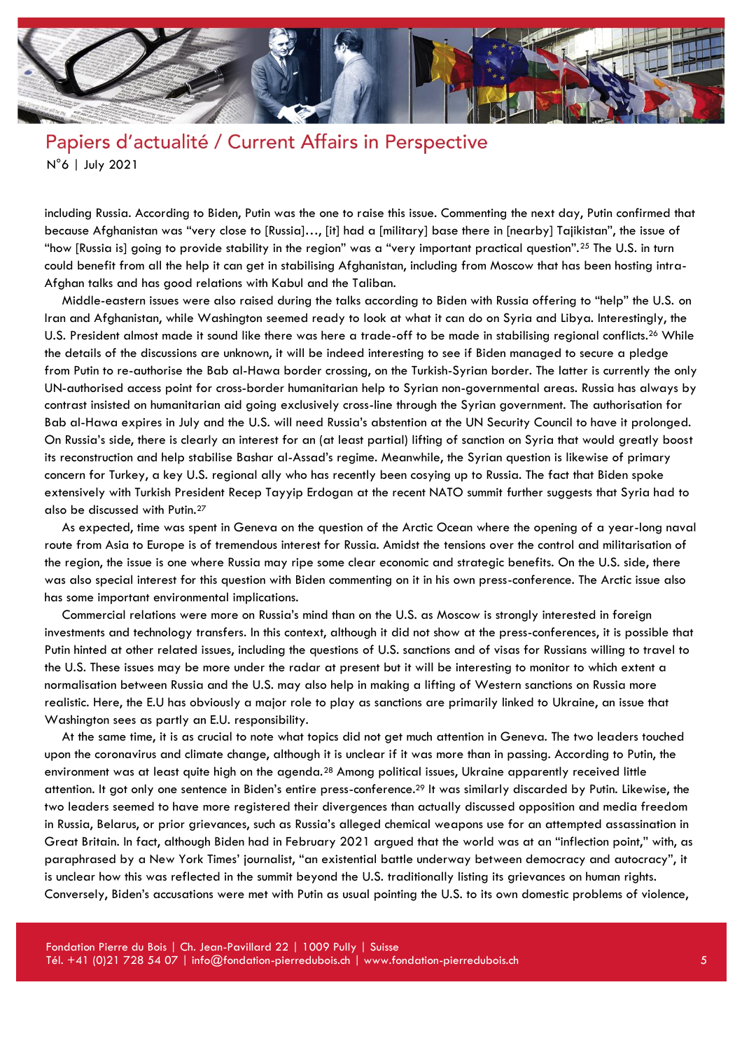including Russia. According to Biden, Putin was the one to raise this issue. Commenting the next day, Putin confirmed that because Afghanistan was "very close to [Russia]…, [it] had a [military] base there in [nearby] Tajikistan", the issue of "how [Russia is] going to provide stability in the region" was a "very important practical question".[25] The U.S. in turn could benefit from all the help it can get in stabilising Afghanistan, including from Moscow that has been hosting intra-Afghan talks and has good relations with Kabul and the Taliban.

Middle-eastern issues were also raised during the talks according to Biden with Russia offering to "help" the U.S. on Iran and Afghanistan, while Washington seemed ready to look at what it can do on Syria and Libya. Interestingly, the U.S. President almost made it sound like there was a trade-off to be made in stabilising regional conflicts.[26] While the details of the discussions are unknown, it will be indeed interesting to see if Biden managed to secure a pledge from Putin to re-authorise the Bab al-Hawa border crossing, on the Turkish-Syrian border. The latter is currently the only UN-authorised access point for cross-border humanitarian help to Syrian non-governmental areas. Russia has always by contrast insisted on humanitarian aid going exclusively cross-line through the Syrian government. The authorisation for Bab al-Hawa expires in July and the U.S. will need Russia's abstention at the UN Security Council to have it prolonged. On Russia's side, there is clearly an interest for an (at least partial) lifting of sanction on Syria that would greatly boost its reconstruction and help stabilise Bashar al-Assad's regime. Meanwhile, the Syrian question is likewise of primary concern for Turkey, a key U.S. regional ally who has recently been cosying up to Russia. The fact that Biden spoke extensively with Turkish President Recep Tayyip Erdogan at the recent NATO summit further suggests that Syria had to also be discussed with Putin.[27]

As expected, time was spent in Geneva on the question of the Arctic Ocean where the opening of a year-long naval route from Asia to Europe is of tremendous interest for Russia. Amidst the tensions over the control and militarisation of the region, the issue is one where Russia may ripe some clear economic and strategic benefits. On the U.S. side, there was also special interest for this question with Biden commenting on it in his own press-conference. The Arctic issue also has some important environmental implications.

Commercial relations were more on Russia's mind than on the U.S. as Moscow is strongly interested in foreign investments and technology transfers. In this context, although it did not show at the press-conferences, it is possible that Putin hinted at other related issues, including the questions of U.S. sanctions and of visas for Russians willing to travel to the U.S. These issues may be more under the radar at present but it will be interesting to monitor to which extent a normalisation between Russia and the U.S. may also help in making a lifting of Western sanctions on Russia more realistic. Here, the E.U has obviously a major role to play as sanctions are primarily linked to Ukraine, an issue that Washington sees as partly an E.U. responsibility.

At the same time, it is as crucial to note what topics did not get much attention in Geneva. The two leaders touched upon the coronavirus and climate change, although it is unclear if it was more than in passing. According to Putin, the environment was at least quite high on the agenda.[28] Among political issues, Ukraine apparently received little attention. It got only one sentence in Biden's entire press-conference.[29] It was similarly discarded by Putin. Likewise, the two leaders seemed to have more registered their divergences than actually discussed opposition and media freedom in Russia, Belarus, or prior grievances, such as Russia's alleged chemical weapons use for an attempted assassination in Great Britain. In fact, although Biden had in February 2021 argued that the world was at an "inflection point," with, as paraphrased by a New York Times' journalist, "an existential battle underway between democracy and autocracy", it is unclear how this was reflected in the summit beyond the U.S. traditionally listing its grievances on human rights. Conversely, Biden's accusations were met with Putin as usual pointing the U.S. to its own domestic problems of violence,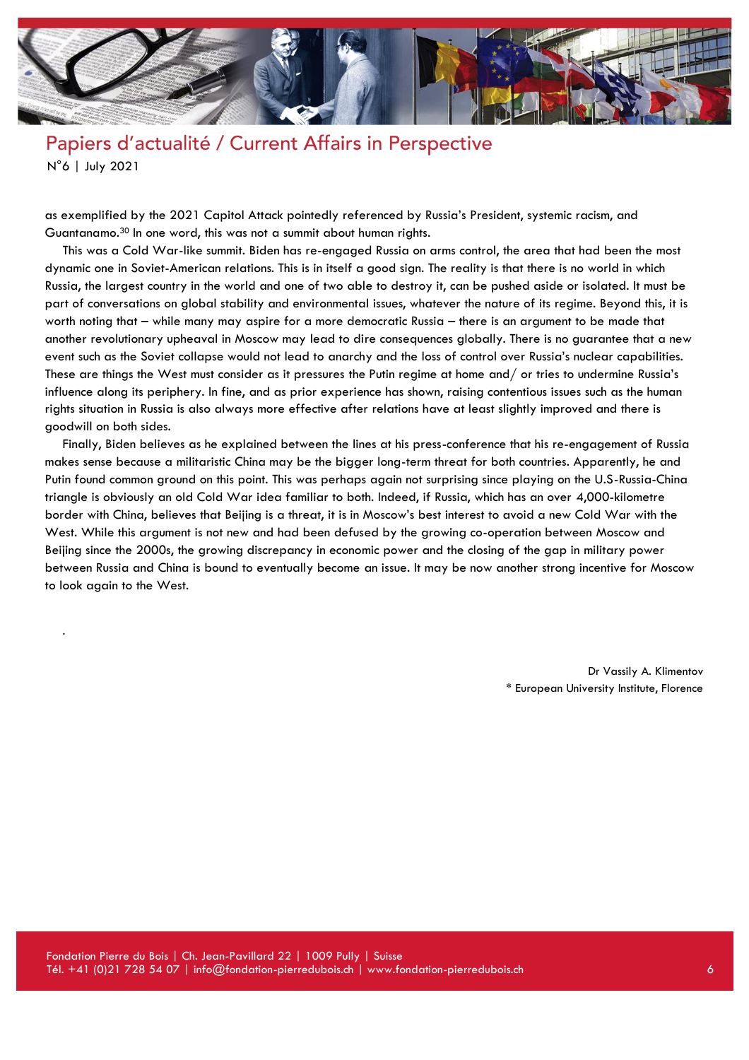as exemplified by the 2021 Capitol Attack pointedly referenced by Russia's President, systemic racism, and Guantanamo.[30] In one word, this was not a summit about human rights.

This was a Cold War-like summit. Biden has re-engaged Russia on arms control, the area that had been the most dynamic one in Soviet-American relations. This is in itself a good sign. The reality is that there is no world in which Russia, the largest country in the world and one of two able to destroy it, can be pushed aside or isolated. It must be part of conversations on global stability and environmental issues, whatever the nature of its regime. Beyond this, it is worth noting that – while many may aspire for a more democratic Russia – there is an argument to be made that another revolutionary upheaval in Moscow may lead to dire consequences globally. There is no guarantee that a new event such as the Soviet collapse would not lead to anarchy and the loss of control over Russia's nuclear capabilities. These are things the West must consider as it pressures the Putin regime at home and/ or tries to undermine Russia's influence along its periphery. In fine, and as prior experience has shown, raising contentious issues such as the human rights situation in Russia is also always more effective after relations have at least slightly improved and there is goodwill on both sides.

Finally, Biden believes as he explained between the lines at his press-conference that his re-engagement of Russia makes sense because a militaristic China may be the bigger long-term threat for both countries. Apparently, he and Putin found common ground on this point. This was perhaps again not surprising since playing on the U.S-Russia-China triangle is obviously an old Cold War idea familiar to both. Indeed, if Russia, which has an over 4,000-kilometre border with China, believes that Beijing is a threat, it is in Moscow's best interest to avoid a new Cold War with the West. While this argument is not new and had been defused by the growing co-operation between Moscow and Beijing since the 2000s, the growing discrepancy in economic power and the closing of the gap in military power between Russia and China is bound to eventually become an issue. It may be now another strong incentive for Moscow to look again to the West.

.

Dr Vassily A. Klimentov
\* European University Institute, Florence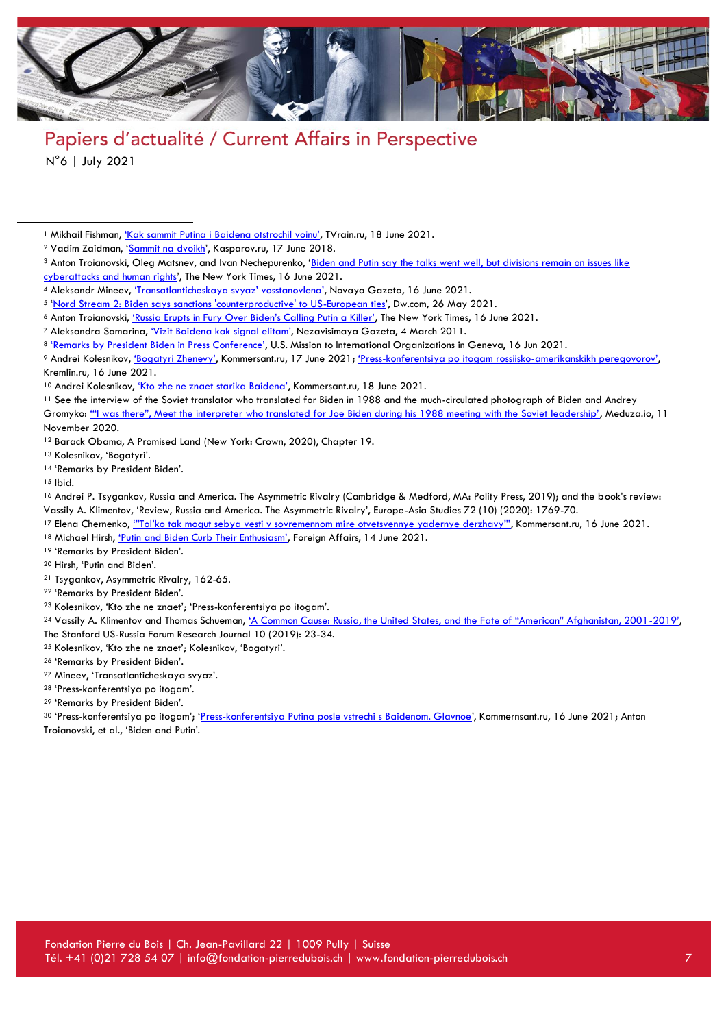[1] Mikhail Fishman, 'Kak sammit Putina i Baidena otstrochil voinu', TVrain.ru, 18 June 2021.

[2] Vadim Zaidman, 'Sammit na dvoikh', Kasparov.ru, 17 June 2018.

[3] Anton Troianovski, Oleg Matsnev, and Ivan Nechepurenko, 'Biden and Putin say the talks went well, but divisions remain on issues like cyberattacks and human rights', The New York Times, 16 June 2021.

[4] Aleksandr Mineev, 'Transatlanticheskaya svyaz' vosstanovlena', Novaya Gazeta, 16 June 2021.

[5] 'Nord Stream 2: Biden says sanctions 'counterproductive' to US-European ties', Dw.com, 26 May 2021.

[6] Anton Troianovski, 'Russia Erupts in Fury Over Biden's Calling Putin a Killer', The New York Times, 16 June 2021.

[7] Aleksandra Samarina, 'Vizit Baidena kak signal elitam', Nezavisimaya Gazeta, 4 March 2011.

[8] 'Remarks by President Biden in Press Conference', U.S. Mission to International Organizations in Geneva, 16 Jun 2021.

[9] Andrei Kolesnikov, 'Bogatyri Zhenevy', Kommersant.ru, 17 June 2021; 'Press-konferentsiya po itogam rossiisko-amerikanskikh peregovorov', Kremlin.ru, 16 June 2021.

[10] Andrei Kolesnikov, 'Kto zhe ne znaet starika Baidena', Kommersant.ru, 18 June 2021.

[11] See the interview of the Soviet translator who translated for Biden in 1988 and the much-circulated photograph of Biden and Andrey Gromyko: '"I was there", Meet the interpreter who translated for Joe Biden during his 1988 meeting with the Soviet leadership', Meduza.io, 11 November 2020.

[12] Barack Obama, A Promised Land (New York: Crown, 2020), Chapter 19.

[13] Kolesnikov, 'Bogatyri'.

[14] 'Remarks by President Biden'.

[15] Ibid.

[16] Andrei P. Tsygankov, Russia and America. The Asymmetric Rivalry (Cambridge & Medford, MA: Polity Press, 2019); and the book's review: Vassily A. Klimentov, 'Review, Russia and America. The Asymmetric Rivalry', Europe-Asia Studies 72 (10) (2020): 1769-70.

[17] Elena Chernenko, '"Tol'ko tak mogut sebya vesti v sovremennom mire otvetsvennye yadernye derzhavy"', Kommersant.ru, 16 June 2021.

[18] Michael Hirsh, 'Putin and Biden Curb Their Enthusiasm', Foreign Affairs, 14 June 2021.

[19] 'Remarks by President Biden'.

[20] Hirsh, 'Putin and Biden'.

[21] Tsygankov, Asymmetric Rivalry, 162-65.

[22] 'Remarks by President Biden'.

[23] Kolesnikov, 'Kto zhe ne znaet'; 'Press-konferentsiya po itogam'.

[24] Vassily A. Klimentov and Thomas Schueman, 'A Common Cause: Russia, the United States, and the Fate of "American" Afghanistan, 2001-2019', The Stanford US-Russia Forum Research Journal 10 (2019): 23-34.

[25] Kolesnikov, 'Kto zhe ne znaet'; Kolesnikov, 'Bogatyri'.

[26] 'Remarks by President Biden'.

[27] Mineev, 'Transatlanticheskaya svyaz'.

[28] 'Press-konferentsiya po itogam'.

[29] 'Remarks by President Biden'.

[30] 'Press-konferentsiya po itogam'; 'Press-konferentsiya Putina posle vstrechi s Baidenom. Glavnoe', Kommernsant.ru, 16 June 2021; Anton Troianovski, et al., 'Biden and Putin'.